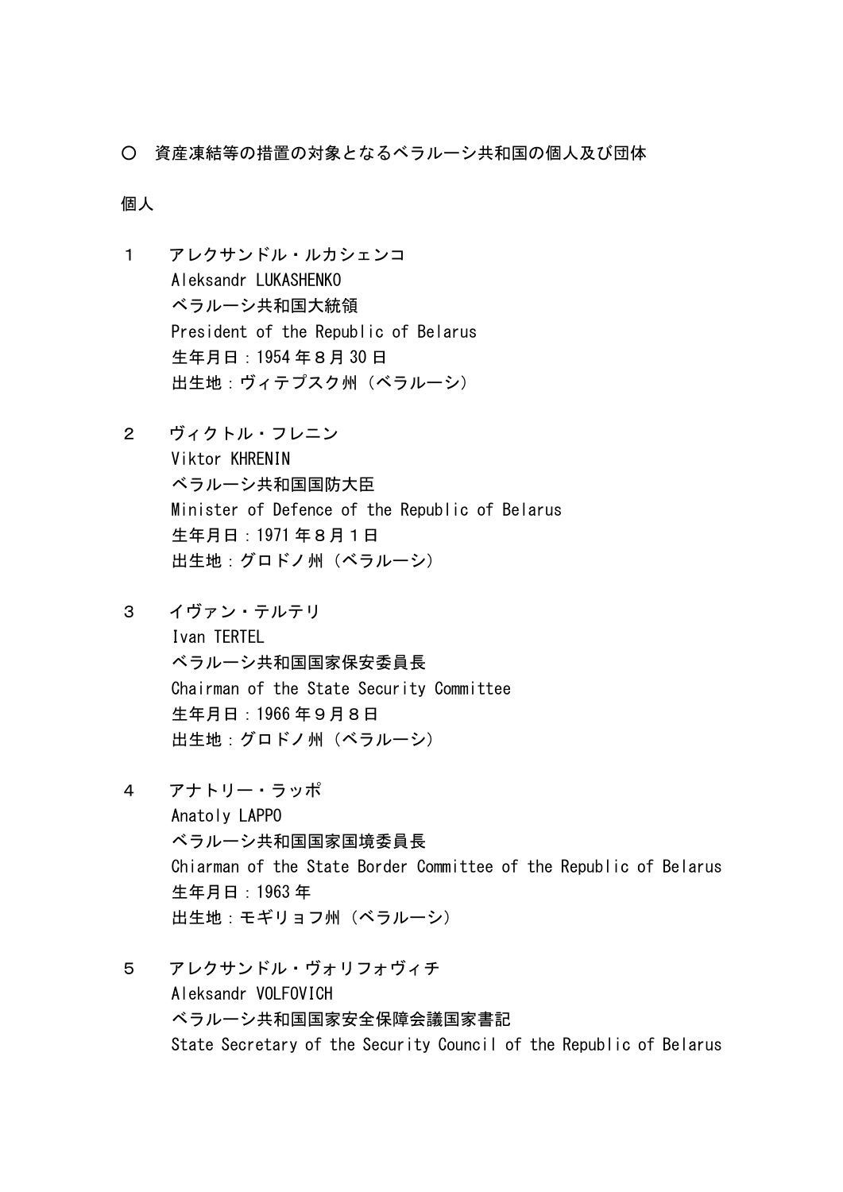○　資産凍結等の措置の対象となるベラルーシ共和国の個人及び団体

個人

１　アレクサンドル・ルカシェンコ
Aleksandr LUKASHENKO
ベラルーシ共和国大統領
President of the Republic of Belarus
生年月日：1954 年８月 30 日
出生地：ヴィテプスク州（ベラルーシ）

２　ヴィクトル・フレニン
Viktor KHRENIN
ベラルーシ共和国国防大臣
Minister of Defence of the Republic of Belarus
生年月日：1971 年８月１日
出生地：グロドノ州（ベラルーシ）

３　イヴァン・テルテリ
Ivan TERTEL
ベラルーシ共和国国家保安委員長
Chairman of the State Security Committee
生年月日：1966 年９月８日
出生地：グロドノ州（ベラルーシ）

４　アナトリー・ラッポ
Anatoly LAPPO
ベラルーシ共和国国家国境委員長
Chiarman of the State Border Committee of the Republic of Belarus
生年月日：1963 年
出生地：モギリョフ州（ベラルーシ）

５　アレクサンドル・ヴォリフォヴィチ
Aleksandr VOLFOVICH
ベラルーシ共和国国家安全保障会議国家書記
State Secretary of the Security Council of the Republic of Belarus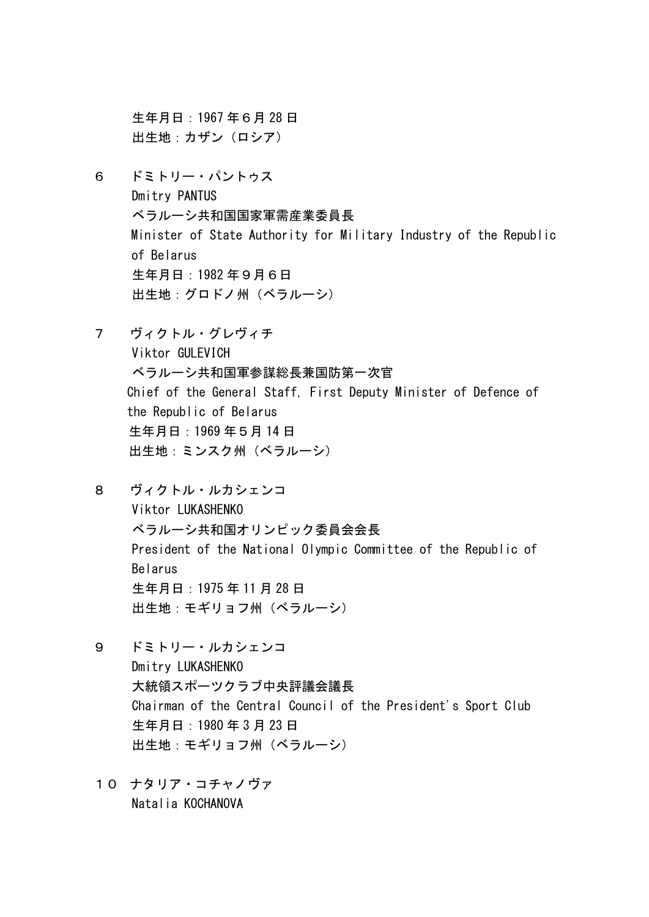生年月日：1967 年６月 28 日
出生地：カザン（ロシア）

６　ドミトリー・パントゥス
Dmitry PANTUS
ベラルーシ共和国国家軍需産業委員長
Minister of State Authority for Military Industry of the Republic of Belarus
生年月日：1982 年９月６日
出生地：グロドノ州（ベラルーシ）

７　ヴィクトル・グレヴィチ
Viktor GULEVICH
ベラルーシ共和国軍参謀総長兼国防第一次官
Chief of the General Staff, First Deputy Minister of Defence of the Republic of Belarus
生年月日：1969 年５月 14 日
出生地：ミンスク州（ベラルーシ）

８　ヴィクトル・ルカシェンコ
Viktor LUKASHENKO
ベラルーシ共和国オリンピック委員会会長
President of the National Olympic Committee of the Republic of Belarus
生年月日：1975 年 11 月 28 日
出生地：モギリョフ州（ベラルーシ）

９　ドミトリー・ルカシェンコ
Dmitry LUKASHENKO
大統領スポーツクラブ中央評議会議長
Chairman of the Central Council of the President's Sport Club
生年月日：1980 年 3 月 23 日
出生地：モギリョフ州（ベラルーシ）

１０　ナタリア・コチャノヴァ
Natalia KOCHANOVA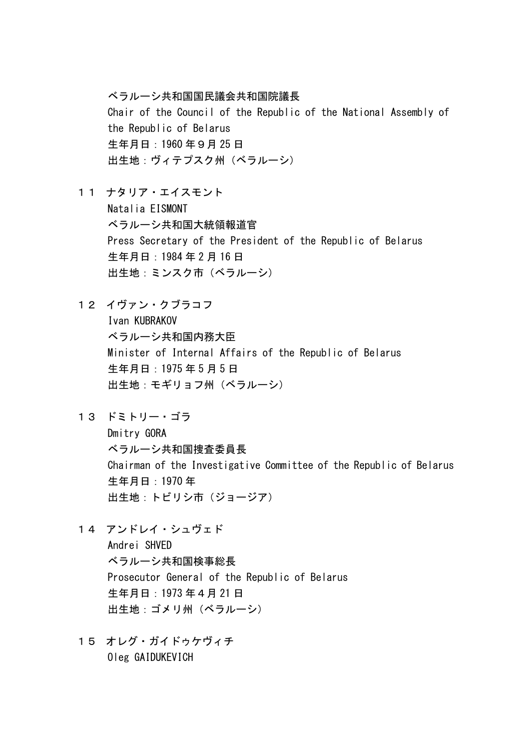ベラルーシ共和国国民議会共和国院議長
Chair of the Council of the Republic of the National Assembly of the Republic of Belarus
生年月日：1960 年９月 25 日
出生地：ヴィテプスク州（ベラルーシ）

１１　ナタリア・エイスモント
Natalia EISMONT
ベラルーシ共和国大統領報道官
Press Secretary of the President of the Republic of Belarus
生年月日：1984 年 2 月 16 日
出生地：ミンスク市（ベラルーシ）

１２　イヴァン・クブラコフ
Ivan KUBRAKOV
ベラルーシ共和国内務大臣
Minister of Internal Affairs of the Republic of Belarus
生年月日：1975 年 5 月 5 日
出生地：モギリョフ州（ベラルーシ）

１３　ドミトリー・ゴラ
Dmitry GORA
ベラルーシ共和国捜査委員長
Chairman of the Investigative Committee of the Republic of Belarus
生年月日：1970 年
出生地：トビリシ市（ジョージア）

１４　アンドレイ・シュヴェド
Andrei SHVED
ベラルーシ共和国検事総長
Prosecutor General of the Republic of Belarus
生年月日：1973 年４月 21 日
出生地：ゴメリ州（ベラルーシ）

１５　オレグ・ガイドゥケヴィチ
Oleg GAIDUKEVICH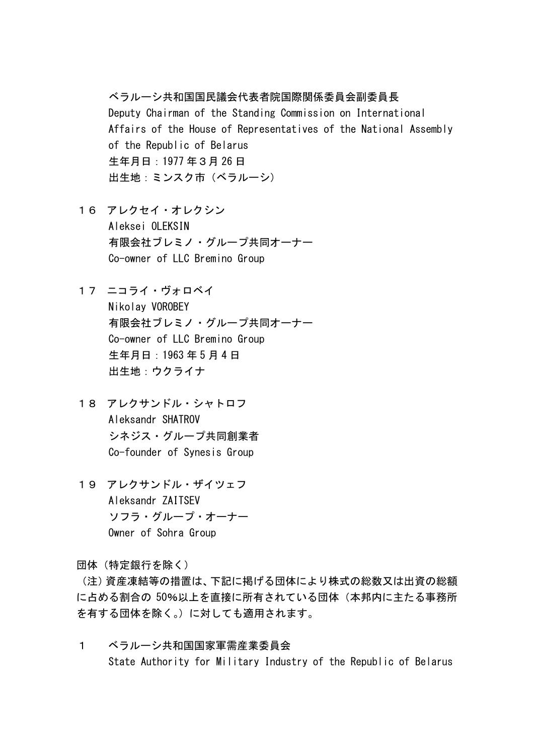ベラルーシ共和国国民議会代表者院国際関係委員会副委員長
Deputy Chairman of the Standing Commission on International Affairs of the House of Representatives of the National Assembly of the Republic of Belarus
生年月日：1977年３月26日
出生地：ミンスク市（ベラルーシ）

１６　アレクセイ・オレクシン
Aleksei OLEKSIN
有限会社ブレミノ・グループ共同オーナー
Co-owner of LLC Bremino Group

１７　ニコライ・ヴォロベイ
Nikolay VOROBEY
有限会社ブレミノ・グループ共同オーナー
Co-owner of LLC Bremino Group
生年月日：1963年5月4日
出生地：ウクライナ

１８　アレクサンドル・シャトロフ
Aleksandr SHATROV
シネジス・グループ共同創業者
Co-founder of Synesis Group

１９　アレクサンドル・ザイツェフ
Aleksandr ZAITSEV
ソフラ・グループ・オーナー
Owner of Sohra Group

団体（特定銀行を除く）

（注）資産凍結等の措置は、下記に掲げる団体により株式の総数又は出資の総額に占める割合の 50%以上を直接に所有されている団体（本邦内に主たる事務所を有する団体を除く。）に対しても適用されます。

１　ベラルーシ共和国国家軍需産業委員会
State Authority for Military Industry of the Republic of Belarus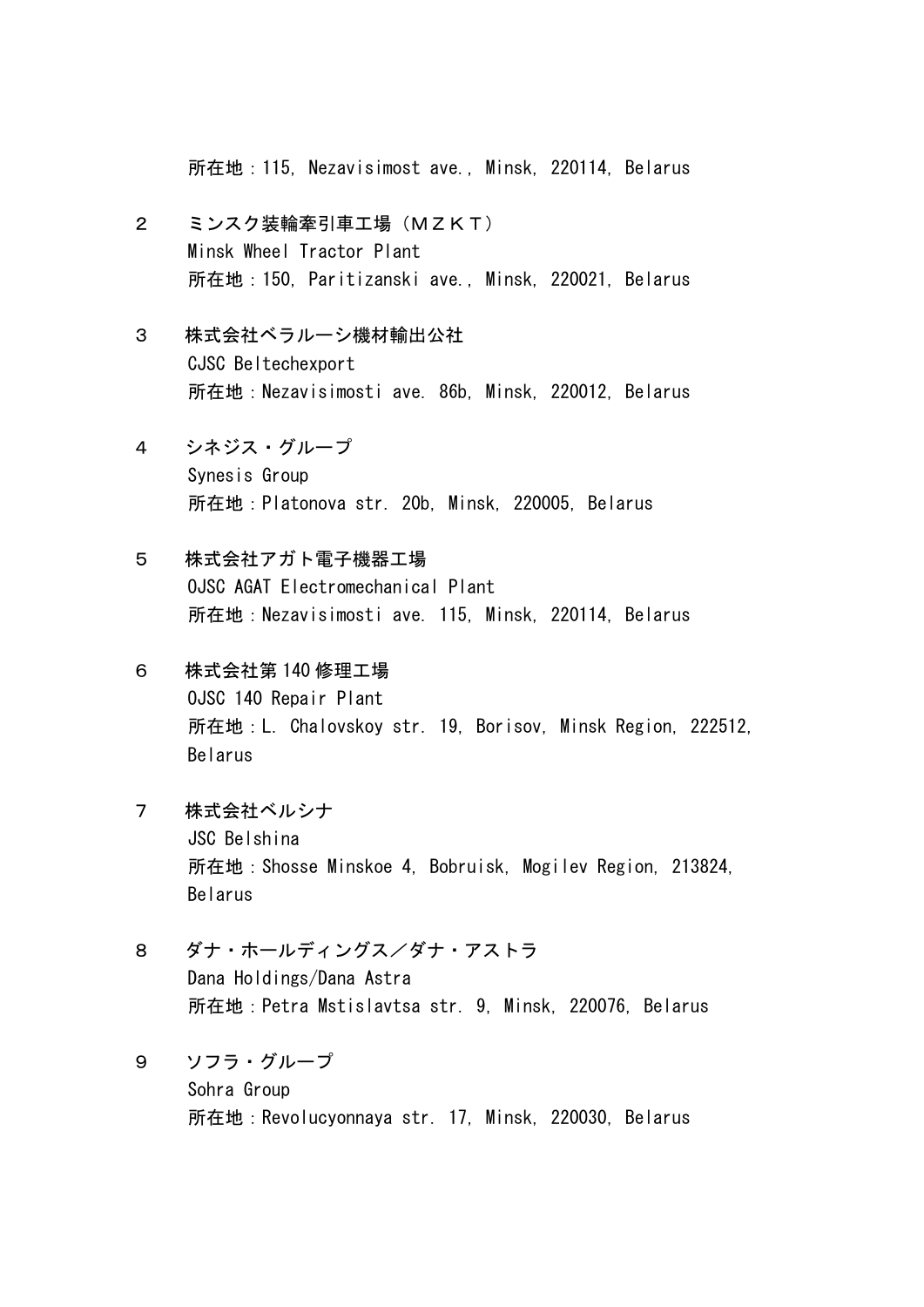所在地：115, Nezavisimost ave., Minsk, 220114, Belarus

２　ミンスク装輪牽引車工場（ＭＺＫＴ）
Minsk Wheel Tractor Plant
所在地：150, Paritizanski ave., Minsk, 220021, Belarus

３　株式会社ベラルーシ機材輸出公社
CJSC Beltechexport
所在地：Nezavisimosti ave. 86b, Minsk, 220012, Belarus

４　シネジス・グループ
Synesis Group
所在地：Platonova str. 20b, Minsk, 220005, Belarus

５　株式会社アガト電子機器工場
OJSC AGAT Electromechanical Plant
所在地：Nezavisimosti ave. 115, Minsk, 220114, Belarus

６　株式会社第140修理工場
OJSC 140 Repair Plant
所在地：L. Chalovskoy str. 19, Borisov, Minsk Region, 222512, Belarus

７　株式会社ベルシナ
JSC Belshina
所在地：Shosse Minskoe 4, Bobruisk, Mogilev Region, 213824, Belarus

８　ダナ・ホールディングス／ダナ・アストラ
Dana Holdings/Dana Astra
所在地：Petra Mstislavtsa str. 9, Minsk, 220076, Belarus

９　ソフラ・グループ
Sohra Group
所在地：Revolucyonnaya str. 17, Minsk, 220030, Belarus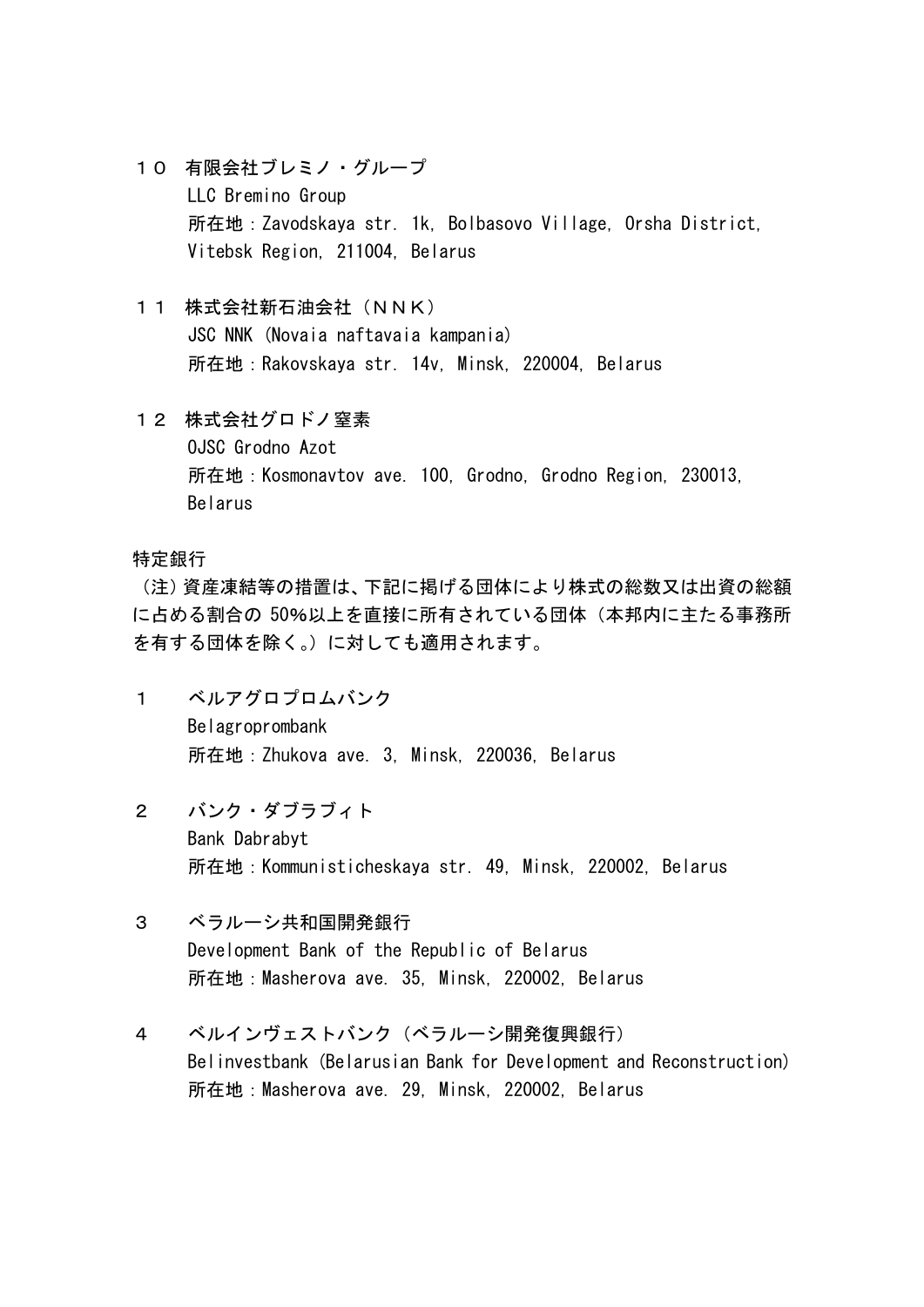１０　有限会社ブレミノ・グループ
　　LLC Bremino Group
　　所在地：Zavodskaya str. 1k, Bolbasovo Village, Orsha District, Vitebsk Region, 211004, Belarus

１１　株式会社新石油会社（ＮＮＫ）
　　JSC NNK (Novaia naftavaia kampania)
　　所在地：Rakovskaya str. 14v, Minsk, 220004, Belarus

１２　株式会社グロドノ窒素
　　OJSC Grodno Azot
　　所在地：Kosmonavtov ave. 100, Grodno, Grodno Region, 230013, Belarus

特定銀行

（注）資産凍結等の措置は、下記に掲げる団体により株式の総数又は出資の総額に占める割合の 50%以上を直接に所有されている団体（本邦内に主たる事務所を有する団体を除く。）に対しても適用されます。

１　ベルアグロプロムバンク
　　Belagroprombank
　　所在地：Zhukova ave. 3, Minsk, 220036, Belarus

２　バンク・ダブラブィト
　　Bank Dabrabyt
　　所在地：Kommunisticheskaya str. 49, Minsk, 220002, Belarus

３　ベラルーシ共和国開発銀行
　　Development Bank of the Republic of Belarus
　　所在地：Masherova ave. 35, Minsk, 220002, Belarus

４　ベルインヴェストバンク（ベラルーシ開発復興銀行）
　　Belinvestbank (Belarusian Bank for Development and Reconstruction)
　　所在地：Masherova ave. 29, Minsk, 220002, Belarus